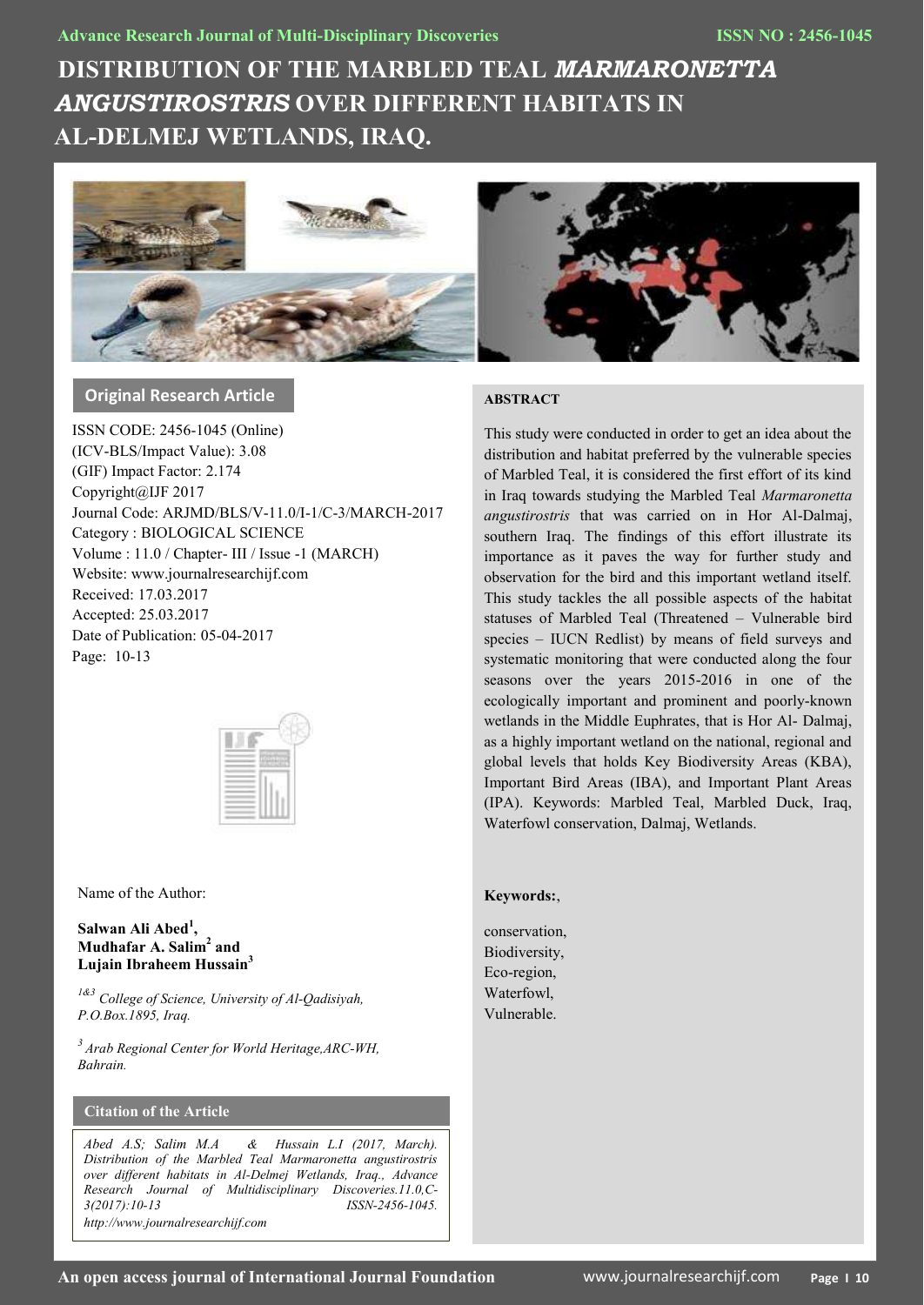# DISTRIBUTION OF THE MARBLED TEAL *MARMARONETTA ANGUSTIROSTRIS* OVER DIFFERENT HABITATS IN AL-DELMEJ WETLANDS, IRAQ.

## Original Research Article

ISSN CODE: 2456-1045 (Online)
(ICV-BLS/Impact Value): 3.08
(GIF) Impact Factor: 2.174
Copyright@IJF 2017
Journal Code: ARJMD/BLS/V-11.0/I-1/C-3/MARCH-2017
Category : BIOLOGICAL SCIENCE
Volume : 11.0 / Chapter- III / Issue -1 (MARCH)
Website: www.journalresearchijf.com
Received: 17.03.2017
Accepted: 25.03.2017
Date of Publication: 05-04-2017
Page: 10-13

Name of the Author:

**Salwan Ali Abed[1], Mudhafar A. Salim[2] and Lujain Ibraheem Hussain[3]**

*[1&3] College of Science, University of Al-Qadisiyah, P.O.Box.1895, Iraq.*

*[3] Arab Regional Center for World Heritage,ARC-WH, Bahrain.*

### Citation of the Article

*Abed A.S; Salim M.A & Hussain L.I (2017, March). Distribution of the Marbled Teal Marmaronetta angustirostris over different habitats in Al-Delmej Wetlands, Iraq., Advance Research Journal of Multidisciplinary Discoveries.11.0,C-3(2017):10-13 ISSN-2456-1045. http://www.journalresearchijf.com*

### ABSTRACT

This study were conducted in order to get an idea about the distribution and habitat preferred by the vulnerable species of Marbled Teal, it is considered the first effort of its kind in Iraq towards studying the Marbled Teal *Marmaronetta angustirostris* that was carried on in Hor Al-Dalmaj, southern Iraq. The findings of this effort illustrate its importance as it paves the way for further study and observation for the bird and this important wetland itself. This study tackles the all possible aspects of the habitat statuses of Marbled Teal (Threatened – Vulnerable bird species – IUCN Redlist) by means of field surveys and systematic monitoring that were conducted along the four seasons over the years 2015-2016 in one of the ecologically important and prominent and poorly-known wetlands in the Middle Euphrates, that is Hor Al- Dalmaj, as a highly important wetland on the national, regional and global levels that holds Key Biodiversity Areas (KBA), Important Bird Areas (IBA), and Important Plant Areas (IPA). Keywords: Marbled Teal, Marbled Duck, Iraq, Waterfowl conservation, Dalmaj, Wetlands.

**Keywords:**,

conservation,
Biodiversity,
Eco-region,
Waterfowl,
Vulnerable.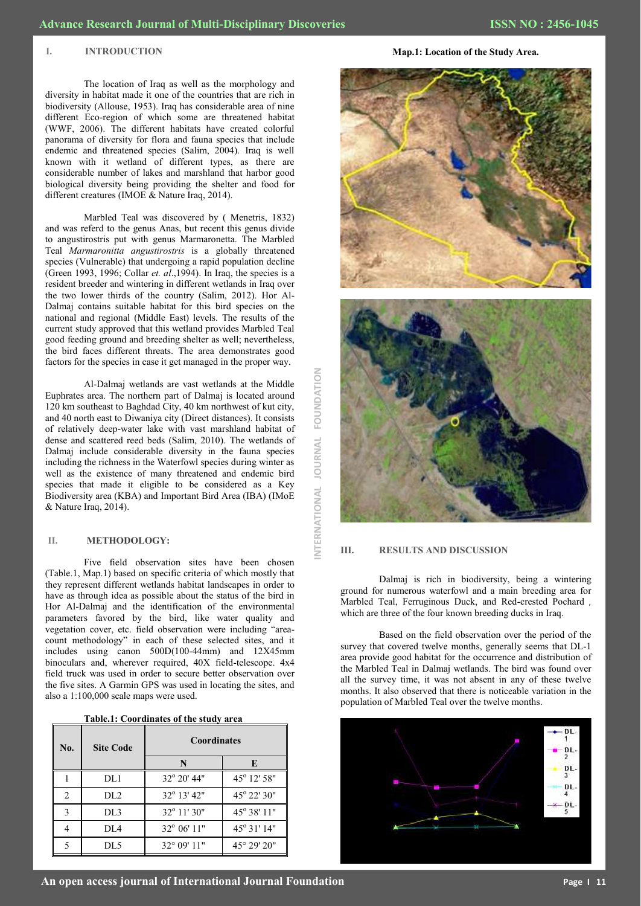## I. INTRODUCTION

The location of Iraq as well as the morphology and diversity in habitat made it one of the countries that are rich in biodiversity (Allouse, 1953). Iraq has considerable area of nine different Eco-region of which some are threatened habitat (WWF, 2006). The different habitats have created colorful panorama of diversity for flora and fauna species that include endemic and threatened species (Salim, 2004). Iraq is well known with it wetland of different types, as there are considerable number of lakes and marshland that harbor good biological diversity being providing the shelter and food for different creatures (IMOE & Nature Iraq, 2014).

Marbled Teal was discovered by ( Menetris, 1832) and was referd to the genus Anas, but recent this genus divide to angustirostris put with genus Marmaronetta. The Marbled Teal *Marmaronitta angustirostris* is a globally threatened species (Vulnerable) that undergoing a rapid population decline (Green 1993, 1996; Collar *et. al*.,1994). In Iraq, the species is a resident breeder and wintering in different wetlands in Iraq over the two lower thirds of the country (Salim, 2012). Hor Al-Dalmaj contains suitable habitat for this bird species on the national and regional (Middle East) levels. The results of the current study approved that this wetland provides Marbled Teal good feeding ground and breeding shelter as well; nevertheless, the bird faces different threats. The area demonstrates good factors for the species in case it get managed in the proper way.

Al-Dalmaj wetlands are vast wetlands at the Middle Euphrates area. The northern part of Dalmaj is located around 120 km southeast to Baghdad City, 40 km northwest of kut city, and 40 north east to Diwaniya city (Direct distances). It consists of relatively deep-water lake with vast marshland habitat of dense and scattered reed beds (Salim, 2010). The wetlands of Dalmaj include considerable diversity in the fauna species including the richness in the Waterfowl species during winter as well as the existence of many threatened and endemic bird species that made it eligible to be considered as a Key Biodiversity area (KBA) and Important Bird Area (IBA) (IMoE & Nature Iraq, 2014).

## II. METHODOLOGY:

Five field observation sites have been chosen (Table.1, Map.1) based on specific criteria of which mostly that they represent different wetlands habitat landscapes in order to have as through idea as possible about the status of the bird in Hor Al-Dalmaj and the identification of the environmental parameters favored by the bird, like water quality and vegetation cover, etc. field observation were including "area-count methodology" in each of these selected sites, and it includes using canon 500D(100-44mm) and 12X45mm binoculars and, wherever required, 40X field-telescope. 4x4 field truck was used in order to secure better observation over the five sites. A Garmin GPS was used in locating the sites, and also a 1:100,000 scale maps were used.

**Table.1: Coordinates of the study area**

| No. | Site Code | Coordinates | |
|---|---|---|---|
| | | N | E |
| 1 | DL1 | 32° 20' 44" | 45° 12' 58" |
| 2 | DL2 | 32° 13' 42" | 45° 22' 30" |
| 3 | DL3 | 32° 11' 30" | 45° 38' 11" |
| 4 | DL4 | 32° 06' 11" | 45° 31' 14" |
| 5 | DL5 | 32° 09' 11" | 45° 29' 20" |

**Map.1: Location of the Study Area.**

## III. RESULTS AND DISCUSSION

Dalmaj is rich in biodiversity, being a wintering ground for numerous waterfowl and a main breeding area for Marbled Teal, Ferruginous Duck, and Red-crested Pochard , which are three of the four known breeding ducks in Iraq.

Based on the field observation over the period of the survey that covered twelve months, generally seems that DL-1 area provide good habitat for the occurrence and distribution of the Marbled Teal in Dalmaj wetlands. The bird was found over all the survey time, it was not absent in any of these twelve months. It also observed that there is noticeable variation in the population of Marbled Teal over the twelve months.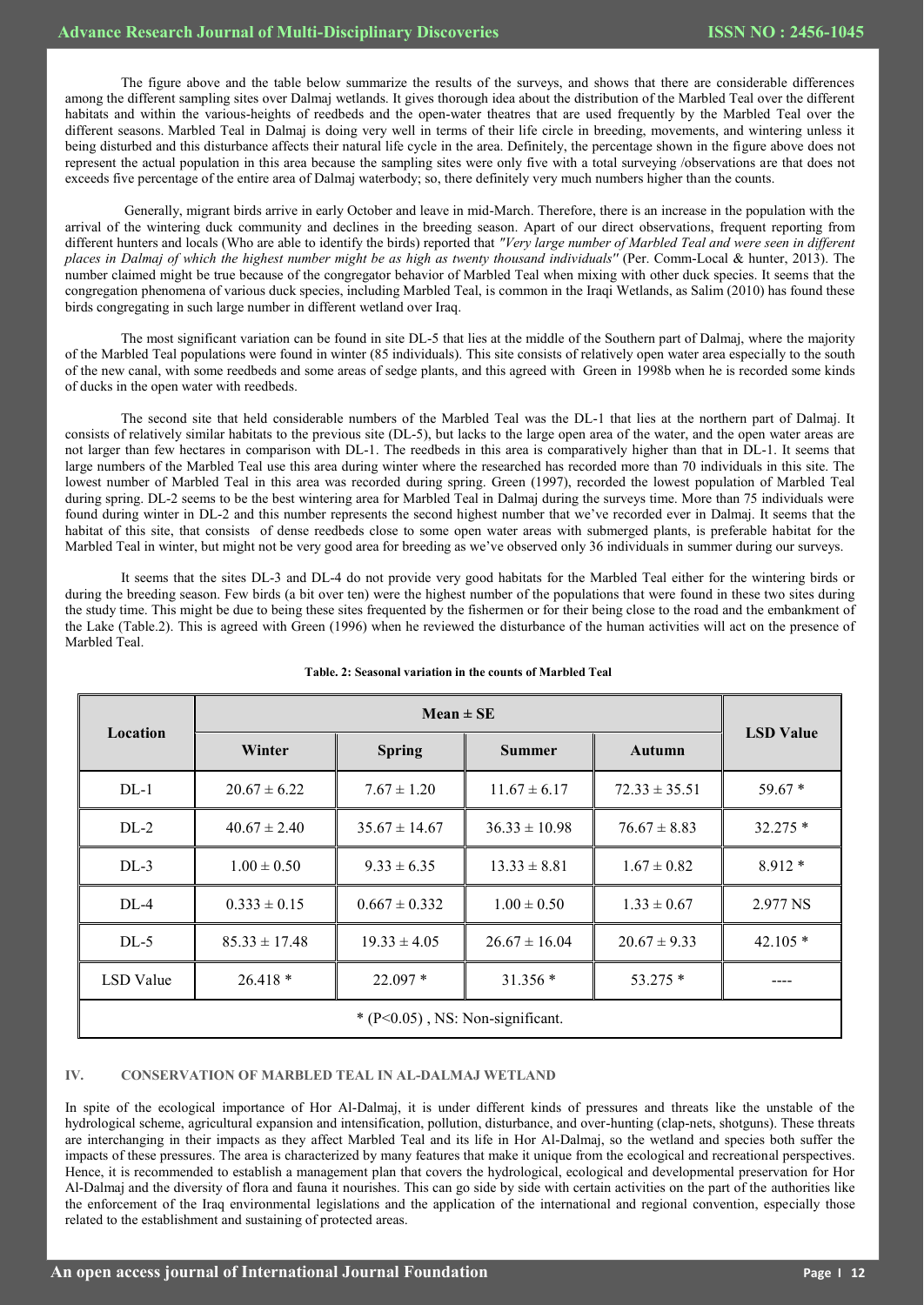The figure above and the table below summarize the results of the surveys, and shows that there are considerable differences among the different sampling sites over Dalmaj wetlands. It gives thorough idea about the distribution of the Marbled Teal over the different habitats and within the various-heights of reedbeds and the open-water theatres that are used frequently by the Marbled Teal over the different seasons. Marbled Teal in Dalmaj is doing very well in terms of their life circle in breeding, movements, and wintering unless it being disturbed and this disturbance affects their natural life cycle in the area. Definitely, the percentage shown in the figure above does not represent the actual population in this area because the sampling sites were only five with a total surveying /observations are that does not exceeds five percentage of the entire area of Dalmaj waterbody; so, there definitely very much numbers higher than the counts.

Generally, migrant birds arrive in early October and leave in mid-March. Therefore, there is an increase in the population with the arrival of the wintering duck community and declines in the breeding season. Apart of our direct observations, frequent reporting from different hunters and locals (Who are able to identify the birds) reported that *"Very large number of Marbled Teal and were seen in different places in Dalmaj of which the highest number might be as high as twenty thousand individuals"* (Per. Comm-Local & hunter, 2013). The number claimed might be true because of the congregator behavior of Marbled Teal when mixing with other duck species. It seems that the congregation phenomena of various duck species, including Marbled Teal, is common in the Iraqi Wetlands, as Salim (2010) has found these birds congregating in such large number in different wetland over Iraq.

The most significant variation can be found in site DL-5 that lies at the middle of the Southern part of Dalmaj, where the majority of the Marbled Teal populations were found in winter (85 individuals). This site consists of relatively open water area especially to the south of the new canal, with some reedbeds and some areas of sedge plants, and this agreed with Green in 1998b when he is recorded some kinds of ducks in the open water with reedbeds.

The second site that held considerable numbers of the Marbled Teal was the DL-1 that lies at the northern part of Dalmaj. It consists of relatively similar habitats to the previous site (DL-5), but lacks to the large open area of the water, and the open water areas are not larger than few hectares in comparison with DL-1. The reedbeds in this area is comparatively higher than that in DL-1. It seems that large numbers of the Marbled Teal use this area during winter where the researched has recorded more than 70 individuals in this site. The lowest number of Marbled Teal in this area was recorded during spring. Green (1997), recorded the lowest population of Marbled Teal during spring. DL-2 seems to be the best wintering area for Marbled Teal in Dalmaj during the surveys time. More than 75 individuals were found during winter in DL-2 and this number represents the second highest number that we've recorded ever in Dalmaj. It seems that the habitat of this site, that consists of dense reedbeds close to some open water areas with submerged plants, is preferable habitat for the Marbled Teal in winter, but might not be very good area for breeding as we've observed only 36 individuals in summer during our surveys.

It seems that the sites DL-3 and DL-4 do not provide very good habitats for the Marbled Teal either for the wintering birds or during the breeding season. Few birds (a bit over ten) were the highest number of the populations that were found in these two sites during the study time. This might be due to being these sites frequented by the fishermen or for their being close to the road and the embankment of the Lake (Table.2). This is agreed with Green (1996) when he reviewed the disturbance of the human activities will act on the presence of Marbled Teal.

**Table. 2: Seasonal variation in the counts of Marbled Teal**

| Location | Mean ± SE | | | | LSD Value |
|---|---|---|---|---|---|
| | Winter | Spring | Summer | Autumn | |
| DL-1 | 20.67 ± 6.22 | 7.67 ± 1.20 | 11.67 ± 6.17 | 72.33 ± 35.51 | 59.67 * |
| DL-2 | 40.67 ± 2.40 | 35.67 ± 14.67 | 36.33 ± 10.98 | 76.67 ± 8.83 | 32.275 * |
| DL-3 | 1.00 ± 0.50 | 9.33 ± 6.35 | 13.33 ± 8.81 | 1.67 ± 0.82 | 8.912 * |
| DL-4 | 0.333 ± 0.15 | 0.667 ± 0.332 | 1.00 ± 0.50 | 1.33 ± 0.67 | 2.977 NS |
| DL-5 | 85.33 ± 17.48 | 19.33 ± 4.05 | 26.67 ± 16.04 | 20.67 ± 9.33 | 42.105 * |
| LSD Value | 26.418 * | 22.097 * | 31.356 * | 53.275 * | ---- |
| * ($P<0.05$) , NS: Non-significant. | | | | | |

## IV. CONSERVATION OF MARBLED TEAL IN AL-DALMAJ WETLAND

In spite of the ecological importance of Hor Al-Dalmaj, it is under different kinds of pressures and threats like the unstable of the hydrological scheme, agricultural expansion and intensification, pollution, disturbance, and over-hunting (clap-nets, shotguns). These threats are interchanging in their impacts as they affect Marbled Teal and its life in Hor Al-Dalmaj, so the wetland and species both suffer the impacts of these pressures. The area is characterized by many features that make it unique from the ecological and recreational perspectives. Hence, it is recommended to establish a management plan that covers the hydrological, ecological and developmental preservation for Hor Al-Dalmaj and the diversity of flora and fauna it nourishes. This can go side by side with certain activities on the part of the authorities like the enforcement of the Iraq environmental legislations and the application of the international and regional convention, especially those related to the establishment and sustaining of protected areas.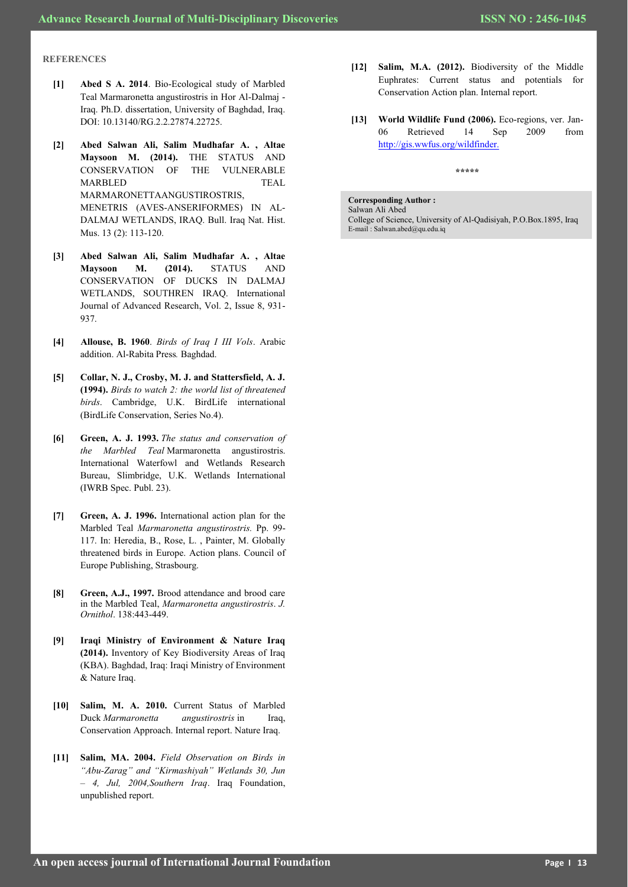## REFERENCES

- **[1]** **Abed S A. 2014**. Bio-Ecological study of Marbled Teal Marmaronetta angustirostris in Hor Al-Dalmaj - Iraq. Ph.D. dissertation, University of Baghdad, Iraq. DOI: 10.13140/RG.2.2.27874.22725.

- **[2]** **Abed Salwan Ali, Salim Mudhafar A. , Altae Maysoon M. (2014).** THE STATUS AND CONSERVATION OF THE VULNERABLE MARBLED TEAL MARMARONETTAANGUSTIROSTRIS, MENETRIS (AVES-ANSERIFORMES) IN AL-DALMAJ WETLANDS, IRAQ. Bull. Iraq Nat. Hist. Mus. 13 (2): 113-120.

- **[3]** **Abed Salwan Ali, Salim Mudhafar A. , Altae Maysoon M. (2014).** STATUS AND CONSERVATION OF DUCKS IN DALMAJ WETLANDS, SOUTHREN IRAQ. International Journal of Advanced Research, Vol. 2, Issue 8, 931-937.

- **[4]** **Allouse, B. 1960**. *Birds of Iraq I III Vols*. Arabic addition. Al-Rabita Press*.* Baghdad.

- **[5]** **Collar, N. J., Crosby, M. J. and Stattersfield, A. J. (1994).** *Birds to watch 2: the world list of threatened birds*. Cambridge, U.K. BirdLife international (BirdLife Conservation, Series No.4).

- **[6]** **Green, A. J. 1993.** *The status and conservation of the Marbled Teal* Marmaronetta angustirostris. International Waterfowl and Wetlands Research Bureau, Slimbridge, U.K. Wetlands International (IWRB Spec. Publ. 23).

- **[7]** **Green, A. J. 1996.** International action plan for the Marbled Teal *Marmaronetta angustirostris.* Pp. 99-117. In: Heredia, B., Rose, L. , Painter, M. Globally threatened birds in Europe. Action plans. Council of Europe Publishing, Strasbourg.

- **[8]** **Green, A.J., 1997.** Brood attendance and brood care in the Marbled Teal, *Marmaronetta angustirostris*. *J. Ornithol*. 138:443-449.

- **[9]** **Iraqi Ministry of Environment & Nature Iraq (2014).** Inventory of Key Biodiversity Areas of Iraq (KBA). Baghdad, Iraq: Iraqi Ministry of Environment & Nature Iraq.

- **[10]** **Salim, M. A. 2010.** Current Status of Marbled Duck *Marmaronetta angustirostris* in Iraq, Conservation Approach. Internal report. Nature Iraq.

- **[11]** **Salim, MA. 2004.** *Field Observation on Birds in "Abu-Zarag" and "Kirmashiyah" Wetlands 30, Jun – 4, Jul, 2004,Southern Iraq*. Iraq Foundation, unpublished report.

- **[12]** **Salim, M.A. (2012).** Biodiversity of the Middle Euphrates: Current status and potentials for Conservation Action plan. Internal report.

- **[13]** **World Wildlife Fund (2006).** Eco-regions, ver. Jan-06 Retrieved 14 Sep 2009 from http://gis.wwfus.org/wildfinder.

\*\*\*\*\*

**Corresponding Author :**
Salwan Ali Abed
College of Science, University of Al-Qadisiyah, P.O.Box.1895, Iraq
E-mail : Salwan.abed@qu.edu.iq